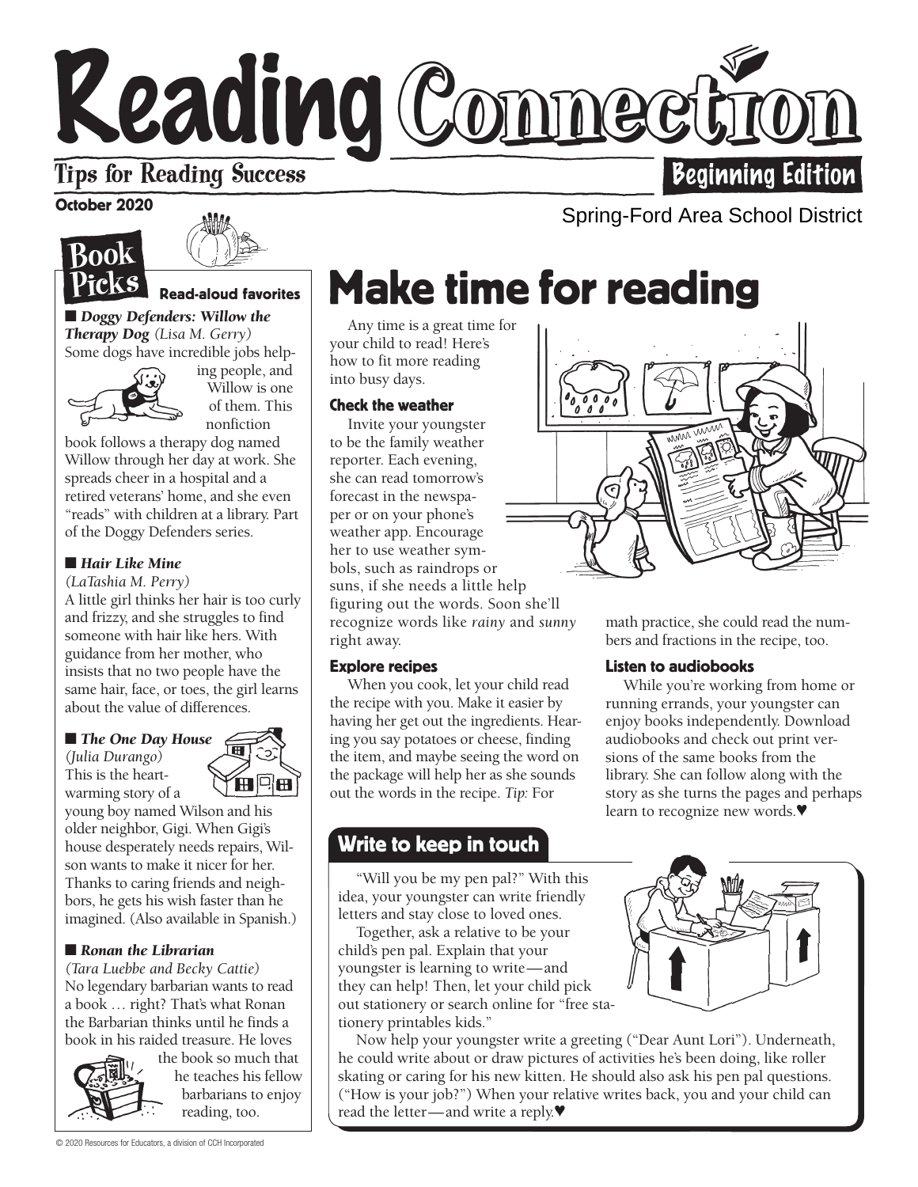# Reading Connection

Tips for Reading Success

Beginning Edition

October 2020

Spring-Ford Area School District

## Book Picks

**Read-aloud favorites**

■ ***Doggy Defenders: Willow the Therapy Dog*** *(Lisa M. Gerry)*
Some dogs have incredible jobs helping people, and Willow is one of them. This nonfiction book follows a therapy dog named Willow through her day at work. She spreads cheer in a hospital and a retired veterans' home, and she even "reads" with children at a library. Part of the Doggy Defenders series.

■ ***Hair Like Mine*** *(LaTashia M. Perry)*
A little girl thinks her hair is too curly and frizzy, and she struggles to find someone with hair like hers. With guidance from her mother, who insists that no two people have the same hair, face, or toes, the girl learns about the value of differences.

■ ***The One Day House*** *(Julia Durango)*
This is the heartwarming story of a young boy named Wilson and his older neighbor, Gigi. When Gigi's house desperately needs repairs, Wilson wants to make it nicer for her. Thanks to caring friends and neighbors, he gets his wish faster than he imagined. (Also available in Spanish.)

■ ***Ronan the Librarian*** *(Tara Luebbe and Becky Cattie)*
No legendary barbarian wants to read a book … right? That's what Ronan the Barbarian thinks until he finds a book in his raided treasure. He loves the book so much that he teaches his fellow barbarians to enjoy reading, too.

# Make time for reading

Any time is a great time for your child to read! Here's how to fit more reading into busy days.

### Check the weather

Invite your youngster to be the family weather reporter. Each evening, she can read tomorrow's forecast in the newspaper or on your phone's weather app. Encourage her to use weather symbols, such as raindrops or suns, if she needs a little help figuring out the words. Soon she'll recognize words like *rainy* and *sunny* right away.

### Explore recipes

When you cook, let your child read the recipe with you. Make it easier by having her get out the ingredients. Hearing you say potatoes or cheese, finding the item, and maybe seeing the word on the package will help her as she sounds out the words in the recipe. *Tip:* For math practice, she could read the numbers and fractions in the recipe, too.

### Listen to audiobooks

While you're working from home or running errands, your youngster can enjoy books independently. Download audiobooks and check out print versions of the same books from the library. She can follow along with the story as she turns the pages and perhaps learn to recognize new words.♥

## Write to keep in touch

"Will you be my pen pal?" With this idea, your youngster can write friendly letters and stay close to loved ones.

Together, ask a relative to be your child's pen pal. Explain that your youngster is learning to write—and they can help! Then, let your child pick out stationery or search online for "free stationery printables kids."

Now help your youngster write a greeting ("Dear Aunt Lori"). Underneath, he could write about or draw pictures of activities he's been doing, like roller skating or caring for his new kitten. He should also ask his pen pal questions. ("How is your job?") When your relative writes back, you and your child can read the letter—and write a reply.♥

© 2020 Resources for Educators, a division of CCH Incorporated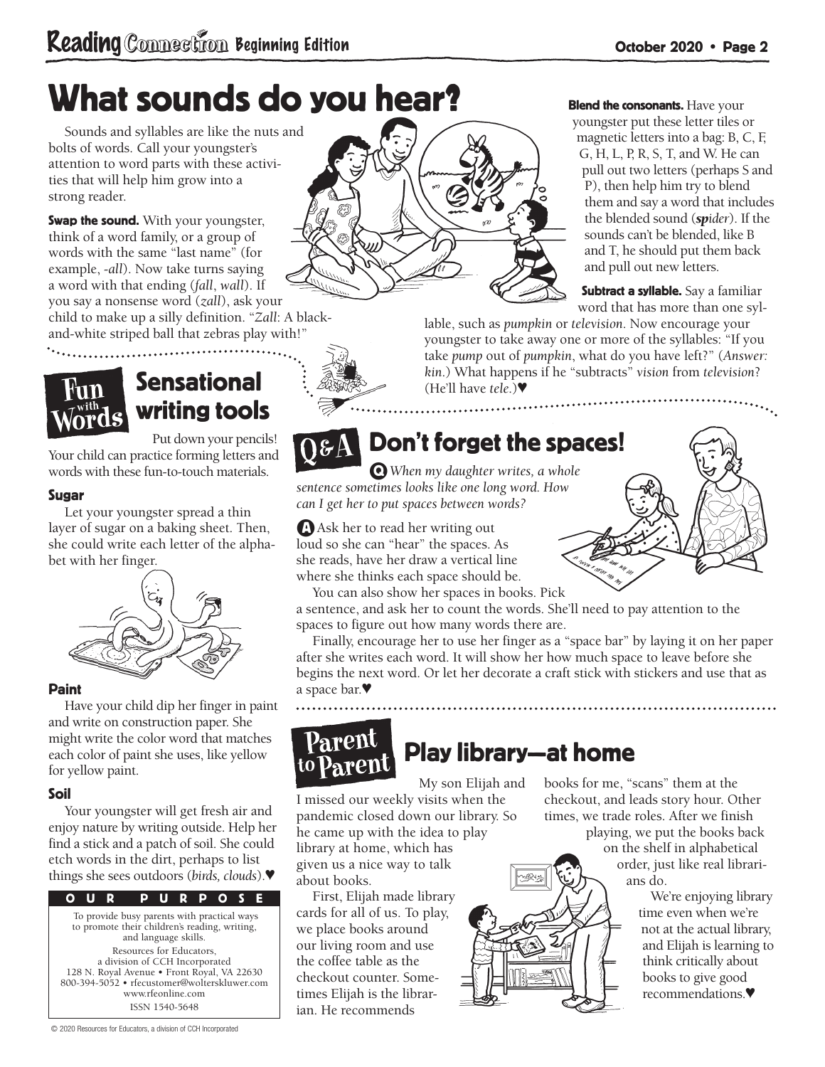# What sounds do you hear?

Sounds and syllables are like the nuts and bolts of words. Call your youngster's attention to word parts with these activities that will help him grow into a strong reader.

**Swap the sound.** With your youngster, think of a word family, or a group of words with the same "last name" (for example, *-all*). Now take turns saying a word with that ending (*fall*, *wall*). If you say a nonsense word (*zall*), ask your child to make up a silly definition. "*Zall*: A black-and-white striped ball that zebras play with!"

**Blend the consonants.** Have your youngster put these letter tiles or magnetic letters into a bag: B, C, F, G, H, L, P, R, S, T, and W. He can pull out two letters (perhaps S and P), then help him try to blend them and say a word that includes the blended sound (***sp**ider*). If the sounds can't be blended, like B and T, he should put them back and pull out new letters.

**Subtract a syllable.** Say a familiar word that has more than one syllable, such as *pumpkin* or *television*. Now encourage your youngster to take away one or more of the syllables: "If you take *pump* out of *pumpkin*, what do you have left?" (*Answer: kin*.) What happens if he "subtracts" *vision* from *television*? (He'll have *tele*.)♥

## Fun with Words: Sensational writing tools

Put down your pencils! Your child can practice forming letters and words with these fun-to-touch materials.

### Sugar

Let your youngster spread a thin layer of sugar on a baking sheet. Then, she could write each letter of the alphabet with her finger.

### Paint

Have your child dip her finger in paint and write on construction paper. She might write the color word that matches each color of paint she uses, like yellow for yellow paint.

### Soil

Your youngster will get fresh air and enjoy nature by writing outside. Help her find a stick and a patch of soil. She could etch words in the dirt, perhaps to list things she sees outdoors (*birds, clouds*).♥

## Q&A: Don't forget the spaces!

**Q** *When my daughter writes, a whole sentence sometimes looks like one long word. How can I get her to put spaces between words?*

**A** Ask her to read her writing out loud so she can "hear" the spaces. As she reads, have her draw a vertical line where she thinks each space should be.

You can also show her spaces in books. Pick a sentence, and ask her to count the words. She'll need to pay attention to the spaces to figure out how many words there are.

Finally, encourage her to use her finger as a "space bar" by laying it on her paper after she writes each word. It will show her how much space to leave before she begins the next word. Or let her decorate a craft stick with stickers and use that as a space bar.♥

## Parent to Parent: Play library—at home

My son Elijah and I missed our weekly visits when the pandemic closed down our library. So he came up with the idea to play library at home, which has given us a nice way to talk about books.

First, Elijah made library cards for all of us. To play, we place books around our living room and use the coffee table as the checkout counter. Sometimes Elijah is the librarian. He recommends books for me, "scans" them at the checkout, and leads story hour. Other times, we trade roles. After we finish playing, we put the books back on the shelf in alphabetical order, just like real librarians do.

We're enjoying library time even when we're not at the actual library, and Elijah is learning to think critically about books to give good recommendations.♥

**OUR PURPOSE**

To provide busy parents with practical ways to promote their children's reading, writing, and language skills.

Resources for Educators, a division of CCH Incorporated
128 N. Royal Avenue • Front Royal, VA 22630
800-394-5052 • rfecustomer@wolterskluwer.com
www.rfeonline.com
ISSN 1540-5648

© 2020 Resources for Educators, a division of CCH Incorporated